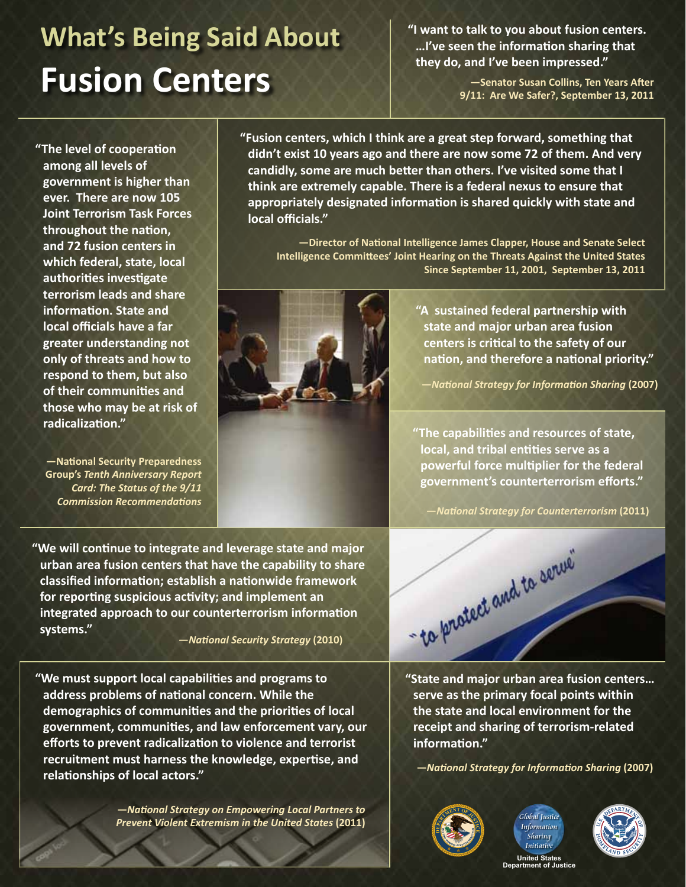# What's Being Said About Fusion Centers

"I want to talk to you about fusion centers. …I've seen the information sharing that they do, and I've been impressed."

—Senator Susan Collins, Ten Years After 9/11: Are We Safer?, September 13, 2011

"The level of cooperation among all levels of government is higher than ever. There are now 105 Joint Terrorism Task Forces throughout the nation, and 72 fusion centers in which federal, state, local authorities investigate terrorism leads and share information. State and local officials have a far greater understanding not only of threats and how to respond to them, but also of their communities and those who may be at risk of radicalization."

—National Security Preparedness Group's *Tenth Anniversary Report Card: The Status of the 9/11 Commission Recommendations*

"Fusion centers, which I think are a great step forward, something that didn't exist 10 years ago and there are now some 72 of them. And very candidly, some are much better than others. I've visited some that I think are extremely capable. There is a federal nexus to ensure that appropriately designated information is shared quickly with state and local officials."

—Director of National Intelligence James Clapper, House and Senate Select Intelligence Committees' Joint Hearing on the Threats Against the United States Since September 11, 2001, September 13, 2011

"A sustained federal partnership with state and major urban area fusion centers is critical to the safety of our nation, and therefore a national priority."

—*National Strategy for Information Sharing* (2007)

"The capabilities and resources of state, local, and tribal entities serve as a powerful force multiplier for the federal government's counterterrorism efforts."

—*National Strategy for Counterterrorism* (2011)

"We will continue to integrate and leverage state and major urban area fusion centers that have the capability to share classified information; establish a nationwide framework for reporting suspicious activity; and implement an integrated approach to our counterterrorism information systems."

—*National Security Strategy* (2010)

"We must support local capabilities and programs to address problems of national concern. While the demographics of communities and the priorities of local government, communities, and law enforcement vary, our efforts to prevent radicalization to violence and terrorist recruitment must harness the knowledge, expertise, and relationships of local actors."

—*National Strategy on Empowering Local Partners to Prevent Violent Extremism in the United States* (2011)

"State and major urban area fusion centers… serve as the primary focal points within the state and local environment for the receipt and sharing of terrorism-related information."

—*National Strategy for Information Sharing* (2007)

Global Justice Information Sharing Initiative

United States Department of Justice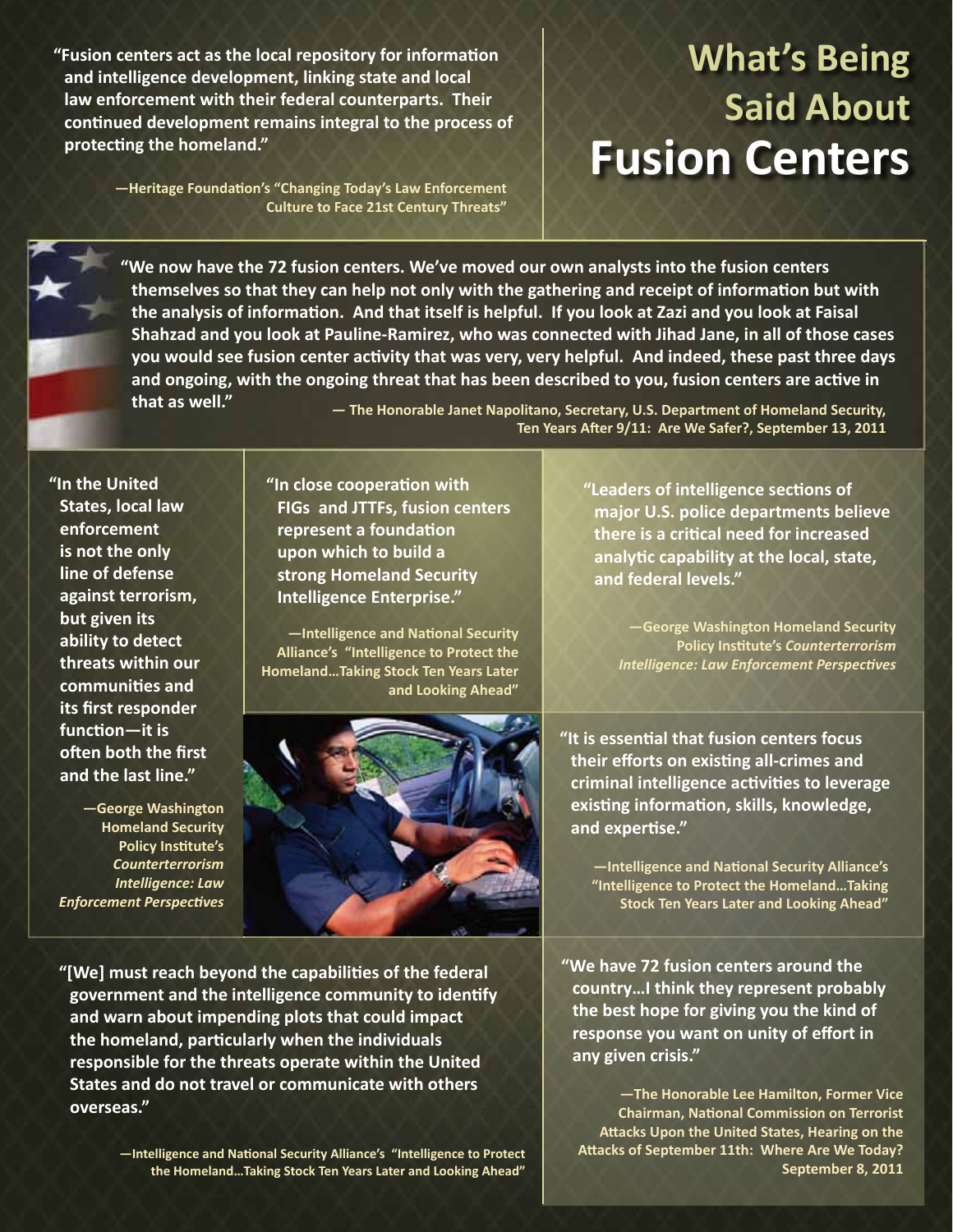# What's Being Said About Fusion Centers

"Fusion centers act as the local repository for information and intelligence development, linking state and local law enforcement with their federal counterparts. Their continued development remains integral to the process of protecting the homeland."

—Heritage Foundation's "Changing Today's Law Enforcement Culture to Face 21st Century Threats"

"We now have the 72 fusion centers. We've moved our own analysts into the fusion centers themselves so that they can help not only with the gathering and receipt of information but with the analysis of information. And that itself is helpful. If you look at Zazi and you look at Faisal Shahzad and you look at Pauline-Ramirez, who was connected with Jihad Jane, in all of those cases you would see fusion center activity that was very, very helpful. And indeed, these past three days and ongoing, with the ongoing threat that has been described to you, fusion centers are active in that as well."

— The Honorable Janet Napolitano, Secretary, U.S. Department of Homeland Security, Ten Years After 9/11: Are We Safer?, September 13, 2011

"In the United States, local law enforcement is not the only line of defense against terrorism, but given its ability to detect threats within our communities and its first responder function—it is often both the first and the last line."

—George Washington Homeland Security Policy Institute's *Counterterrorism Intelligence: Law Enforcement Perspectives*

"In close cooperation with FIGs and JTTFs, fusion centers represent a foundation upon which to build a strong Homeland Security Intelligence Enterprise."

—Intelligence and National Security Alliance's "Intelligence to Protect the Homeland…Taking Stock Ten Years Later and Looking Ahead"

"Leaders of intelligence sections of major U.S. police departments believe there is a critical need for increased analytic capability at the local, state, and federal levels."

—George Washington Homeland Security Policy Institute's *Counterterrorism Intelligence: Law Enforcement Perspectives*

"It is essential that fusion centers focus their efforts on existing all-crimes and criminal intelligence activities to leverage existing information, skills, knowledge, and expertise."

—Intelligence and National Security Alliance's "Intelligence to Protect the Homeland…Taking Stock Ten Years Later and Looking Ahead"

"[We] must reach beyond the capabilities of the federal government and the intelligence community to identify and warn about impending plots that could impact the homeland, particularly when the individuals responsible for the threats operate within the United States and do not travel or communicate with others overseas."

—Intelligence and National Security Alliance's "Intelligence to Protect the Homeland…Taking Stock Ten Years Later and Looking Ahead"

"We have 72 fusion centers around the country…I think they represent probably the best hope for giving you the kind of response you want on unity of effort in any given crisis."

—The Honorable Lee Hamilton, Former Vice Chairman, National Commission on Terrorist Attacks Upon the United States, Hearing on the Attacks of September 11th: Where Are We Today? September 8, 2011